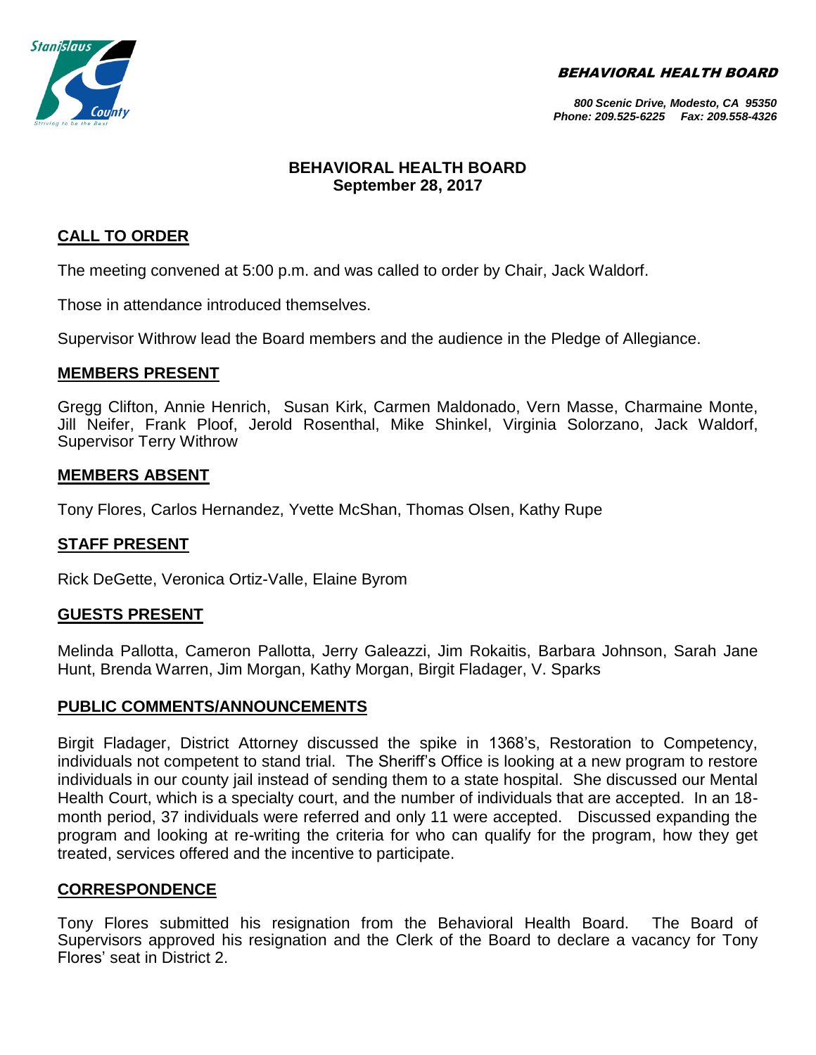BEHAVIORAL HEALTH BOARD

*800 Scenic Drive, Modesto, CA 95350*
*Phone: 209.525-6225 Fax: 209.558-4326*

# BEHAVIORAL HEALTH BOARD
**September 28, 2017**

## CALL TO ORDER

The meeting convened at 5:00 p.m. and was called to order by Chair, Jack Waldorf.

Those in attendance introduced themselves.

Supervisor Withrow lead the Board members and the audience in the Pledge of Allegiance.

## MEMBERS PRESENT

Gregg Clifton, Annie Henrich, Susan Kirk, Carmen Maldonado, Vern Masse, Charmaine Monte, Jill Neifer, Frank Ploof, Jerold Rosenthal, Mike Shinkel, Virginia Solorzano, Jack Waldorf, Supervisor Terry Withrow

## MEMBERS ABSENT

Tony Flores, Carlos Hernandez, Yvette McShan, Thomas Olsen, Kathy Rupe

## STAFF PRESENT

Rick DeGette, Veronica Ortiz-Valle, Elaine Byrom

## GUESTS PRESENT

Melinda Pallotta, Cameron Pallotta, Jerry Galeazzi, Jim Rokaitis, Barbara Johnson, Sarah Jane Hunt, Brenda Warren, Jim Morgan, Kathy Morgan, Birgit Fladager, V. Sparks

## PUBLIC COMMENTS/ANNOUNCEMENTS

Birgit Fladager, District Attorney discussed the spike in 1368's, Restoration to Competency, individuals not competent to stand trial. The Sheriff's Office is looking at a new program to restore individuals in our county jail instead of sending them to a state hospital. She discussed our Mental Health Court, which is a specialty court, and the number of individuals that are accepted. In an 18-month period, 37 individuals were referred and only 11 were accepted. Discussed expanding the program and looking at re-writing the criteria for who can qualify for the program, how they get treated, services offered and the incentive to participate.

## CORRESPONDENCE

Tony Flores submitted his resignation from the Behavioral Health Board. The Board of Supervisors approved his resignation and the Clerk of the Board to declare a vacancy for Tony Flores' seat in District 2.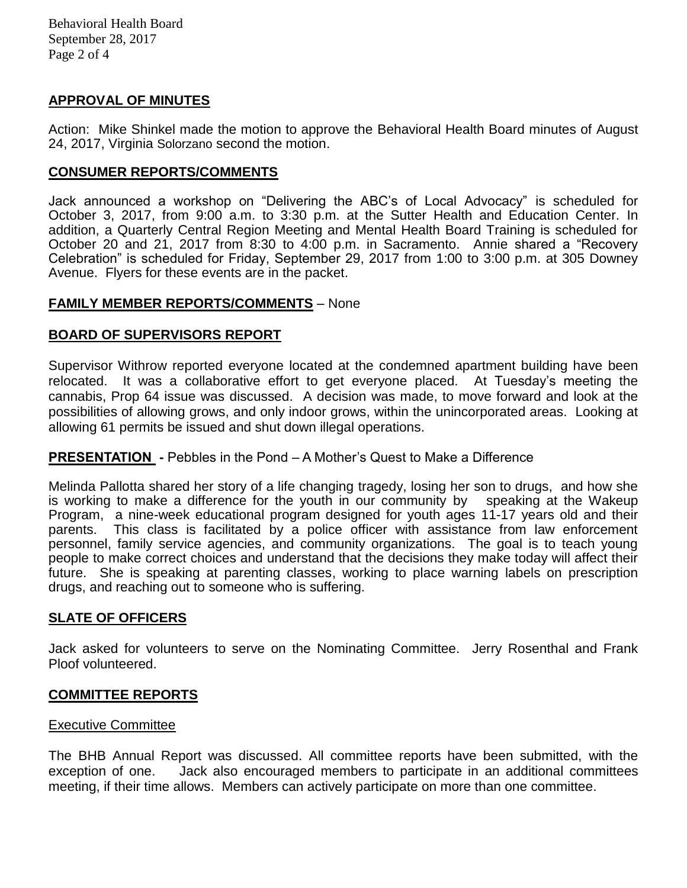## APPROVAL OF MINUTES

Action: Mike Shinkel made the motion to approve the Behavioral Health Board minutes of August 24, 2017, Virginia Solorzano second the motion.

## CONSUMER REPORTS/COMMENTS

Jack announced a workshop on "Delivering the ABC's of Local Advocacy" is scheduled for October 3, 2017, from 9:00 a.m. to 3:30 p.m. at the Sutter Health and Education Center. In addition, a Quarterly Central Region Meeting and Mental Health Board Training is scheduled for October 20 and 21, 2017 from 8:30 to 4:00 p.m. in Sacramento. Annie shared a "Recovery Celebration" is scheduled for Friday, September 29, 2017 from 1:00 to 3:00 p.m. at 305 Downey Avenue. Flyers for these events are in the packet.

## FAMILY MEMBER REPORTS/COMMENTS – None

## BOARD OF SUPERVISORS REPORT

Supervisor Withrow reported everyone located at the condemned apartment building have been relocated. It was a collaborative effort to get everyone placed. At Tuesday's meeting the cannabis, Prop 64 issue was discussed. A decision was made, to move forward and look at the possibilities of allowing grows, and only indoor grows, within the unincorporated areas. Looking at allowing 61 permits be issued and shut down illegal operations.

## PRESENTATION - Pebbles in the Pond – A Mother's Quest to Make a Difference

Melinda Pallotta shared her story of a life changing tragedy, losing her son to drugs, and how she is working to make a difference for the youth in our community by speaking at the Wakeup Program, a nine-week educational program designed for youth ages 11-17 years old and their parents. This class is facilitated by a police officer with assistance from law enforcement personnel, family service agencies, and community organizations. The goal is to teach young people to make correct choices and understand that the decisions they make today will affect their future. She is speaking at parenting classes, working to place warning labels on prescription drugs, and reaching out to someone who is suffering.

## SLATE OF OFFICERS

Jack asked for volunteers to serve on the Nominating Committee. Jerry Rosenthal and Frank Ploof volunteered.

## COMMITTEE REPORTS

### Executive Committee

The BHB Annual Report was discussed. All committee reports have been submitted, with the exception of one. Jack also encouraged members to participate in an additional committees meeting, if their time allows. Members can actively participate on more than one committee.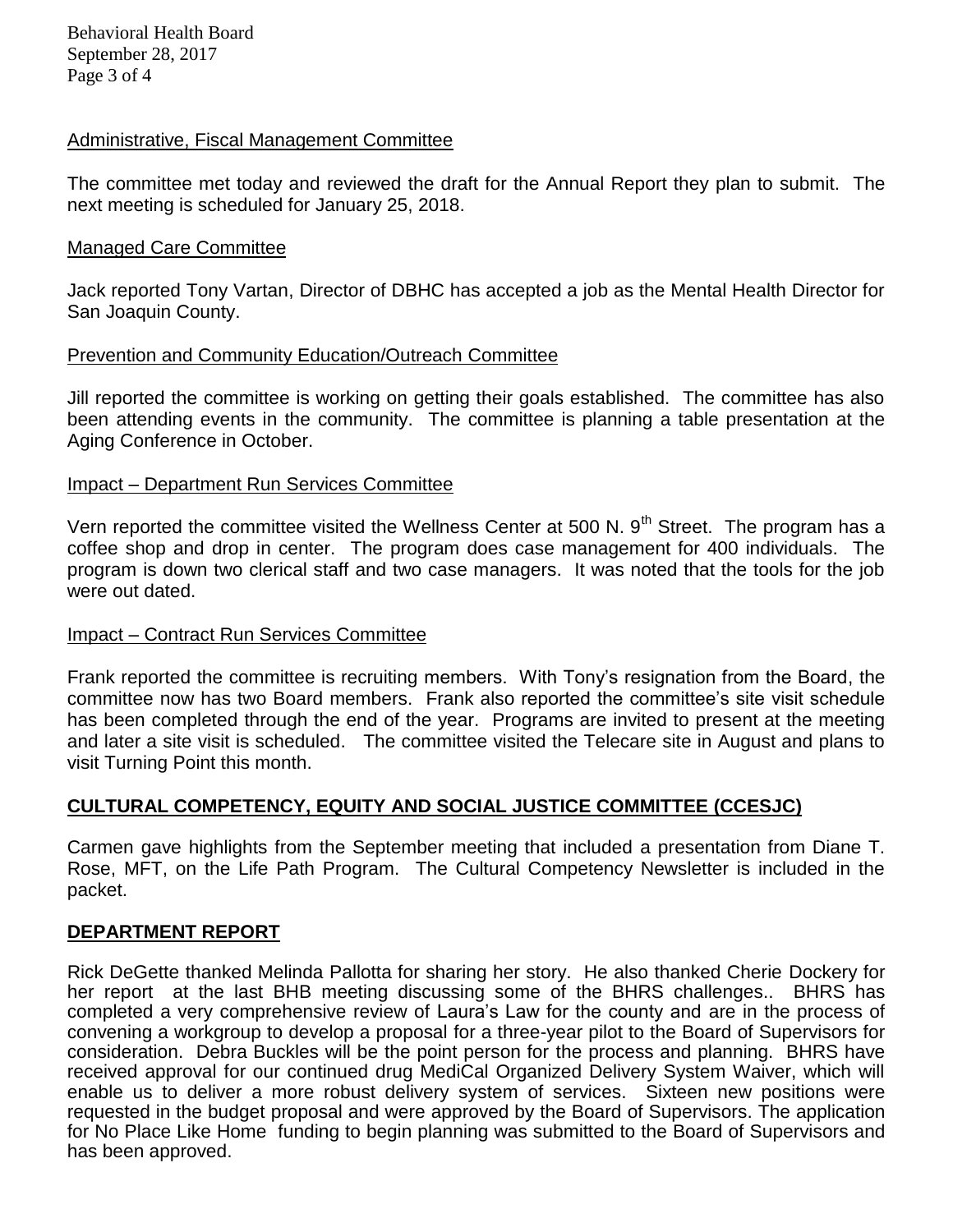### Administrative, Fiscal Management Committee

The committee met today and reviewed the draft for the Annual Report they plan to submit. The next meeting is scheduled for January 25, 2018.

### Managed Care Committee

Jack reported Tony Vartan, Director of DBHC has accepted a job as the Mental Health Director for San Joaquin County.

### Prevention and Community Education/Outreach Committee

Jill reported the committee is working on getting their goals established. The committee has also been attending events in the community. The committee is planning a table presentation at the Aging Conference in October.

### Impact – Department Run Services Committee

Vern reported the committee visited the Wellness Center at 500 N. 9th Street. The program has a coffee shop and drop in center. The program does case management for 400 individuals. The program is down two clerical staff and two case managers. It was noted that the tools for the job were out dated.

### Impact – Contract Run Services Committee

Frank reported the committee is recruiting members. With Tony's resignation from the Board, the committee now has two Board members. Frank also reported the committee's site visit schedule has been completed through the end of the year. Programs are invited to present at the meeting and later a site visit is scheduled. The committee visited the Telecare site in August and plans to visit Turning Point this month.

## CULTURAL COMPETENCY, EQUITY AND SOCIAL JUSTICE COMMITTEE (CCESJC)

Carmen gave highlights from the September meeting that included a presentation from Diane T. Rose, MFT, on the Life Path Program. The Cultural Competency Newsletter is included in the packet.

## DEPARTMENT REPORT

Rick DeGette thanked Melinda Pallotta for sharing her story. He also thanked Cherie Dockery for her report at the last BHB meeting discussing some of the BHRS challenges.. BHRS has completed a very comprehensive review of Laura's Law for the county and are in the process of convening a workgroup to develop a proposal for a three-year pilot to the Board of Supervisors for consideration. Debra Buckles will be the point person for the process and planning. BHRS have received approval for our continued drug MediCal Organized Delivery System Waiver, which will enable us to deliver a more robust delivery system of services. Sixteen new positions were requested in the budget proposal and were approved by the Board of Supervisors. The application for No Place Like Home funding to begin planning was submitted to the Board of Supervisors and has been approved.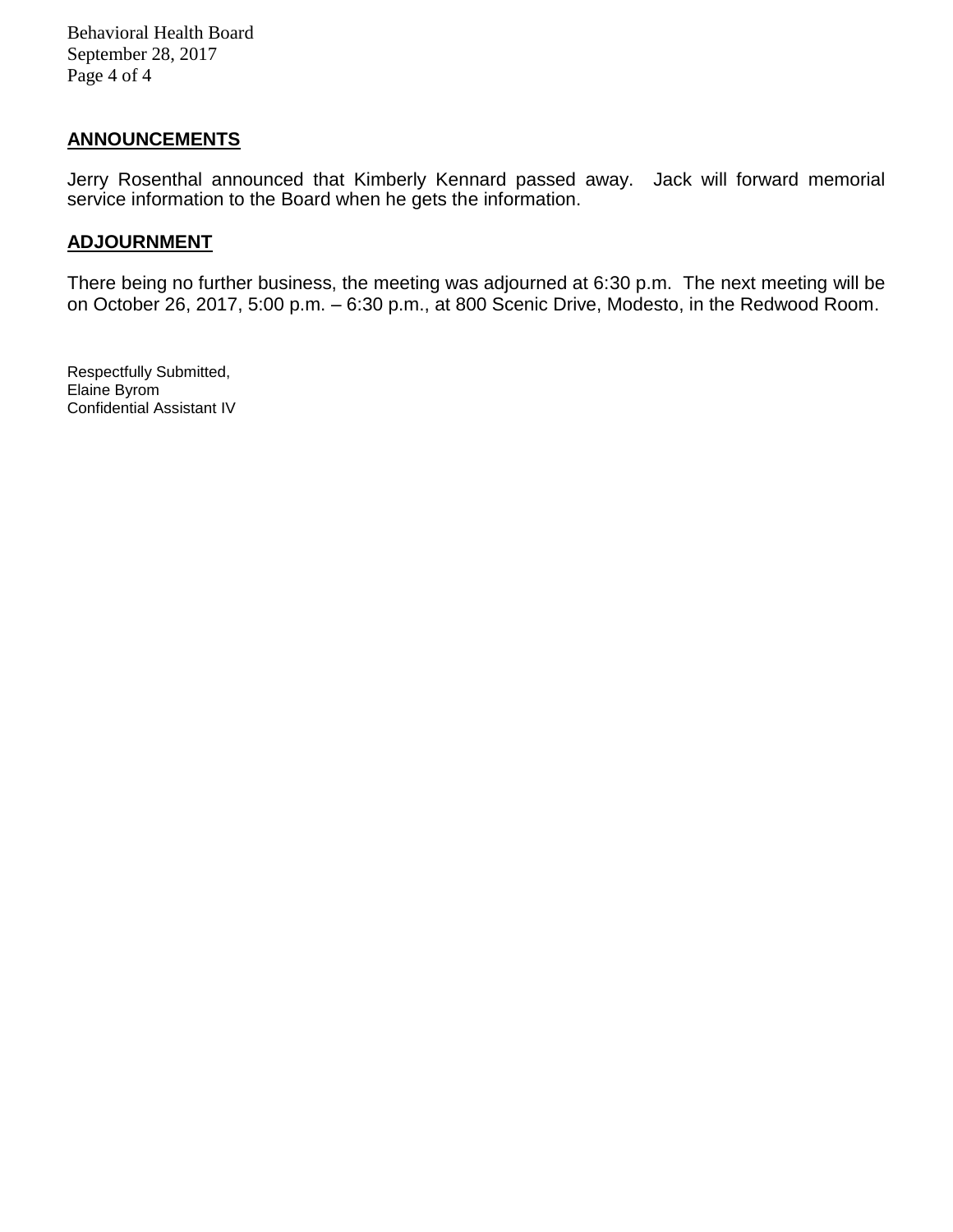## ANNOUNCEMENTS

Jerry Rosenthal announced that Kimberly Kennard passed away. Jack will forward memorial service information to the Board when he gets the information.

## ADJOURNMENT

There being no further business, the meeting was adjourned at 6:30 p.m. The next meeting will be on October 26, 2017, 5:00 p.m. – 6:30 p.m., at 800 Scenic Drive, Modesto, in the Redwood Room.

Respectfully Submitted,
Elaine Byrom
Confidential Assistant IV